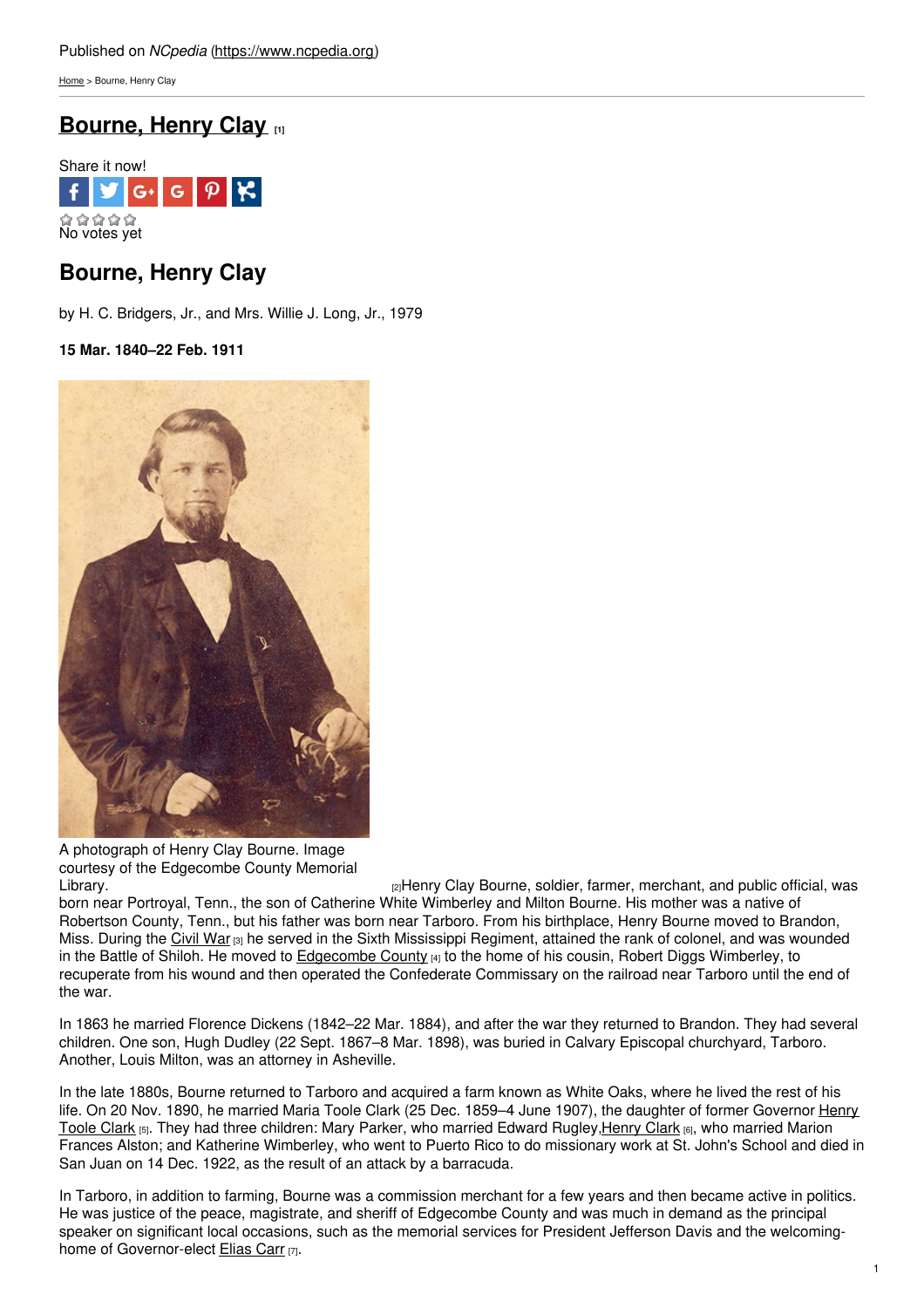Published on *NCpedia* (https://www.ncpedia.org)

Home > Bourne, Henry Clay

# Bourne, Henry Clay [1]

Share it now!

No votes yet

## Bourne, Henry Clay

by H. C. Bridgers, Jr., and Mrs. Willie J. Long, Jr., 1979

**15 Mar. 1840–22 Feb. 1911**

A photograph of Henry Clay Bourne. Image courtesy of the Edgecombe County Memorial Library. [2]

Henry Clay Bourne, soldier, farmer, merchant, and public official, was born near Portroyal, Tenn., the son of Catherine White Wimberley and Milton Bourne. His mother was a native of Robertson County, Tenn., but his father was born near Tarboro. From his birthplace, Henry Bourne moved to Brandon, Miss. During the Civil War [3] he served in the Sixth Mississippi Regiment, attained the rank of colonel, and was wounded in the Battle of Shiloh. He moved to Edgecombe County [4] to the home of his cousin, Robert Diggs Wimberley, to recuperate from his wound and then operated the Confederate Commissary on the railroad near Tarboro until the end of the war.

In 1863 he married Florence Dickens (1842–22 Mar. 1884), and after the war they returned to Brandon. They had several children. One son, Hugh Dudley (22 Sept. 1867–8 Mar. 1898), was buried in Calvary Episcopal churchyard, Tarboro. Another, Louis Milton, was an attorney in Asheville.

In the late 1880s, Bourne returned to Tarboro and acquired a farm known as White Oaks, where he lived the rest of his life. On 20 Nov. 1890, he married Maria Toole Clark (25 Dec. 1859–4 June 1907), the daughter of former Governor Henry Toole Clark [5]. They had three children: Mary Parker, who married Edward Rugley, Henry Clark [6], who married Marion Frances Alston; and Katherine Wimberley, who went to Puerto Rico to do missionary work at St. John's School and died in San Juan on 14 Dec. 1922, as the result of an attack by a barracuda.

In Tarboro, in addition to farming, Bourne was a commission merchant for a few years and then became active in politics. He was justice of the peace, magistrate, and sheriff of Edgecombe County and was much in demand as the principal speaker on significant local occasions, such as the memorial services for President Jefferson Davis and the welcoming-home of Governor-elect Elias Carr [7].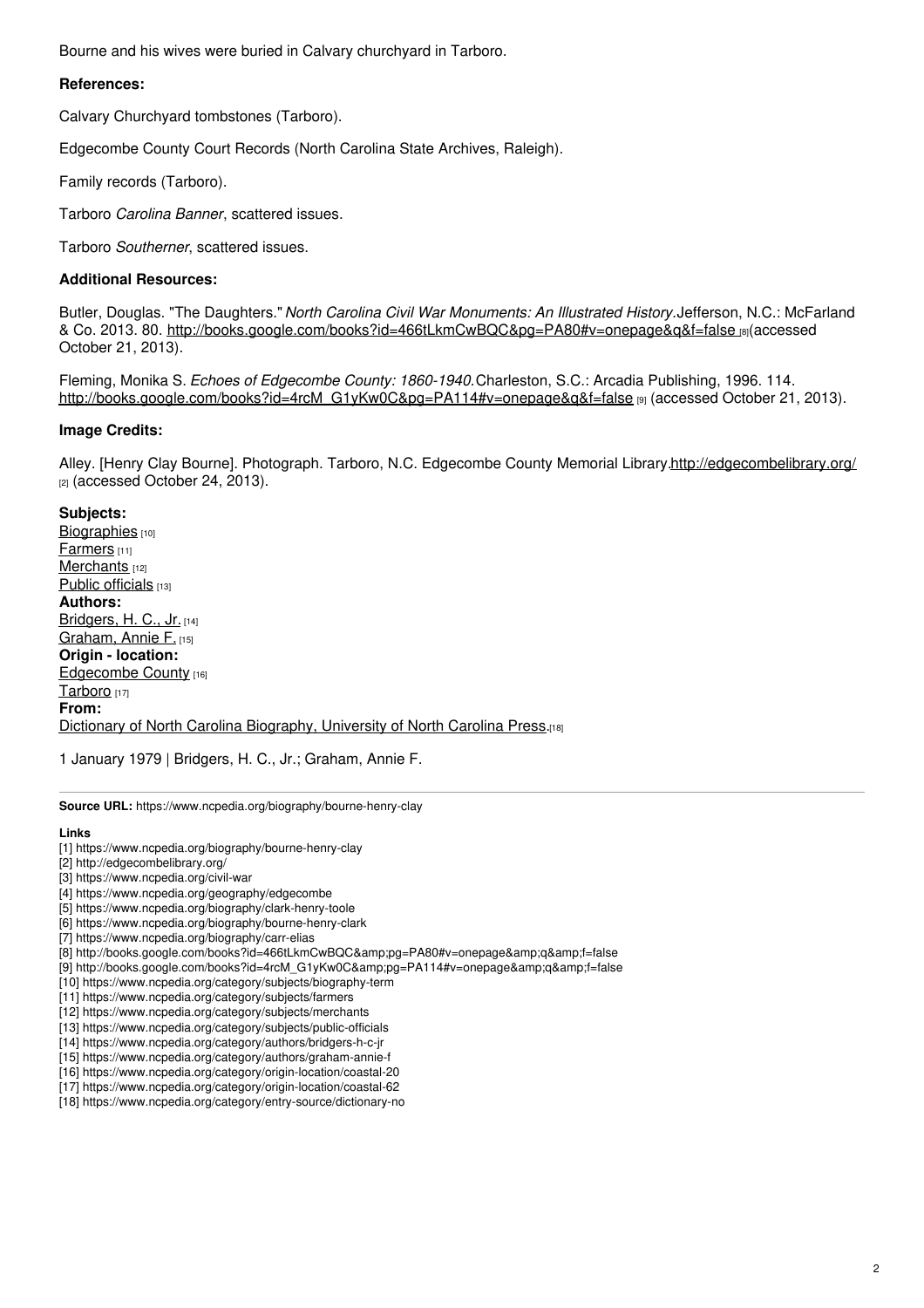Bourne and his wives were buried in Calvary churchyard in Tarboro.

**References:**

Calvary Churchyard tombstones (Tarboro).

Edgecombe County Court Records (North Carolina State Archives, Raleigh).

Family records (Tarboro).

Tarboro *Carolina Banner*, scattered issues.

Tarboro *Southerner*, scattered issues.

**Additional Resources:**

Butler, Douglas. "The Daughters." *North Carolina Civil War Monuments: An Illustrated History.* Jefferson, N.C.: McFarland & Co. 2013. 80. http://books.google.com/books?id=466tLkmCwBQC&pg=PA80#v=onepage&q&f=false [8] (accessed October 21, 2013).

Fleming, Monika S. *Echoes of Edgecombe County: 1860-1940.* Charleston, S.C.: Arcadia Publishing, 1996. 114. http://books.google.com/books?id=4rcM_G1yKw0C&pg=PA114#v=onepage&q&f=false [9] (accessed October 21, 2013).

**Image Credits:**

Alley. [Henry Clay Bourne]. Photograph. Tarboro, N.C. Edgecombe County Memorial Library. http://edgecombelibrary.org/ [2] (accessed October 24, 2013).

**Subjects:**
Biographies [10]
Farmers [11]
Merchants [12]
Public officials [13]
**Authors:**
Bridgers, H. C., Jr. [14]
Graham, Annie F. [15]
**Origin - location:**
Edgecombe County [16]
Tarboro [17]
**From:**
Dictionary of North Carolina Biography, University of North Carolina Press. [18]

1 January 1979 | Bridgers, H. C., Jr.; Graham, Annie F.

**Source URL:** https://www.ncpedia.org/biography/bourne-henry-clay

**Links**
[1] https://www.ncpedia.org/biography/bourne-henry-clay
[2] http://edgecombelibrary.org/
[3] https://www.ncpedia.org/civil-war
[4] https://www.ncpedia.org/geography/edgecombe
[5] https://www.ncpedia.org/biography/clark-henry-toole
[6] https://www.ncpedia.org/biography/bourne-henry-clark
[7] https://www.ncpedia.org/biography/carr-elias
[8] http://books.google.com/books?id=466tLkmCwBQC&amp;pg=PA80#v=onepage&amp;q&amp;f=false
[9] http://books.google.com/books?id=4rcM_G1yKw0C&amp;pg=PA114#v=onepage&amp;q&amp;f=false
[10] https://www.ncpedia.org/category/subjects/biography-term
[11] https://www.ncpedia.org/category/subjects/farmers
[12] https://www.ncpedia.org/category/subjects/merchants
[13] https://www.ncpedia.org/category/subjects/public-officials
[14] https://www.ncpedia.org/category/authors/bridgers-h-c-jr
[15] https://www.ncpedia.org/category/authors/graham-annie-f
[16] https://www.ncpedia.org/category/origin-location/coastal-20
[17] https://www.ncpedia.org/category/origin-location/coastal-62
[18] https://www.ncpedia.org/category/entry-source/dictionary-no